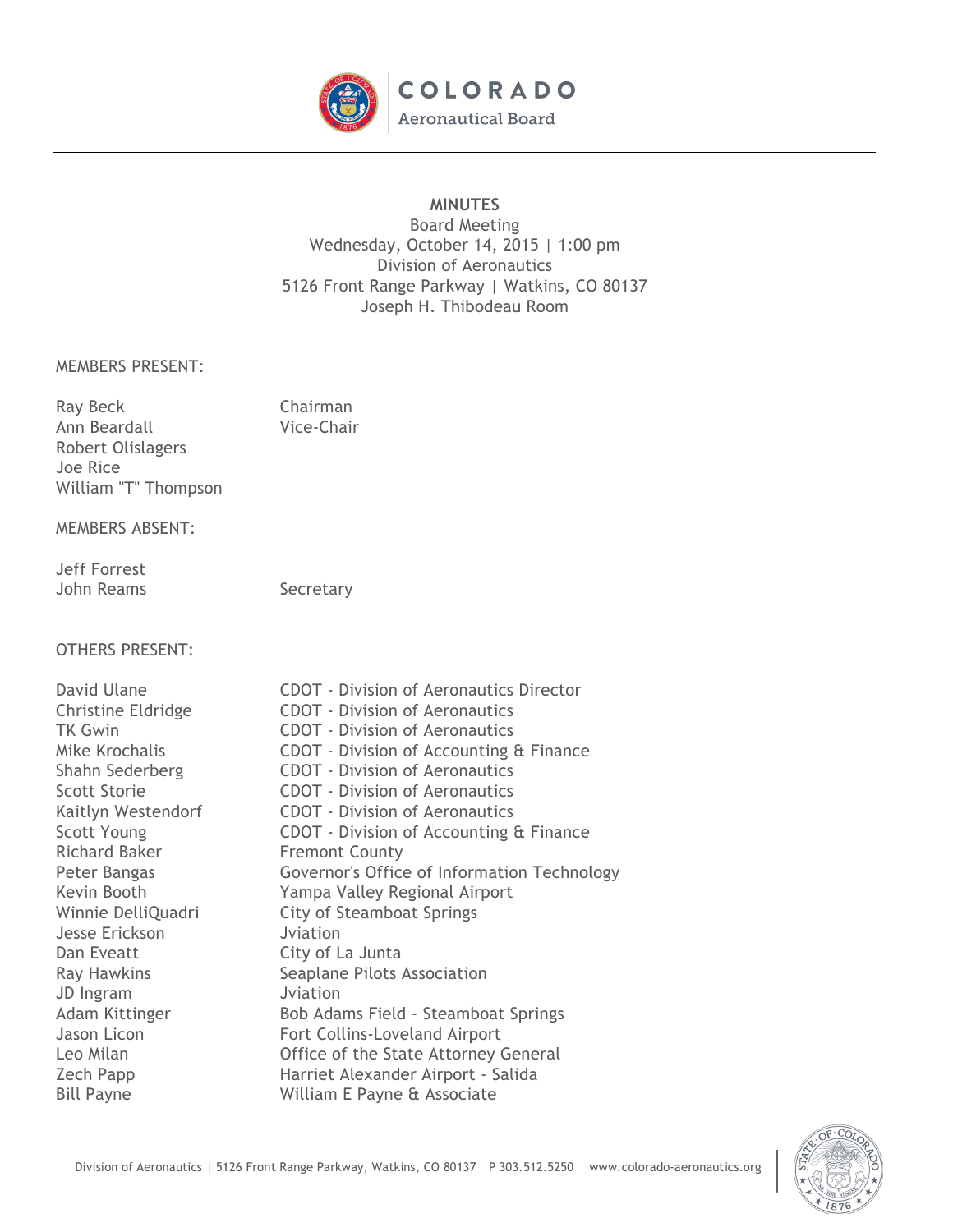COLORADO
Aeronautical Board

**MINUTES**
Board Meeting
Wednesday, October 14, 2015 | 1:00 pm
Division of Aeronautics
5126 Front Range Parkway | Watkins, CO 80137
Joseph H. Thibodeau Room

MEMBERS PRESENT:

| | |
|---|---|
| Ray Beck | Chairman |
| Ann Beardall | Vice-Chair |
| Robert Olislagers | |
| Joe Rice | |
| William "T" Thompson | |

MEMBERS ABSENT:

| | |
|---|---|
| Jeff Forrest | |
| John Reams | Secretary |

OTHERS PRESENT:

| | |
|---|---|
| David Ulane | CDOT - Division of Aeronautics Director |
| Christine Eldridge | CDOT - Division of Aeronautics |
| TK Gwin | CDOT - Division of Aeronautics |
| Mike Krochalis | CDOT - Division of Accounting & Finance |
| Shahn Sederberg | CDOT - Division of Aeronautics |
| Scott Storie | CDOT - Division of Aeronautics |
| Kaitlyn Westendorf | CDOT - Division of Aeronautics |
| Scott Young | CDOT - Division of Accounting & Finance |
| Richard Baker | Fremont County |
| Peter Bangas | Governor's Office of Information Technology |
| Kevin Booth | Yampa Valley Regional Airport |
| Winnie DelliQuadri | City of Steamboat Springs |
| Jesse Erickson | Jviation |
| Dan Eveatt | City of La Junta |
| Ray Hawkins | Seaplane Pilots Association |
| JD Ingram | Jviation |
| Adam Kittinger | Bob Adams Field - Steamboat Springs |
| Jason Licon | Fort Collins-Loveland Airport |
| Leo Milan | Office of the State Attorney General |
| Zech Papp | Harriet Alexander Airport - Salida |
| Bill Payne | William E Payne & Associate |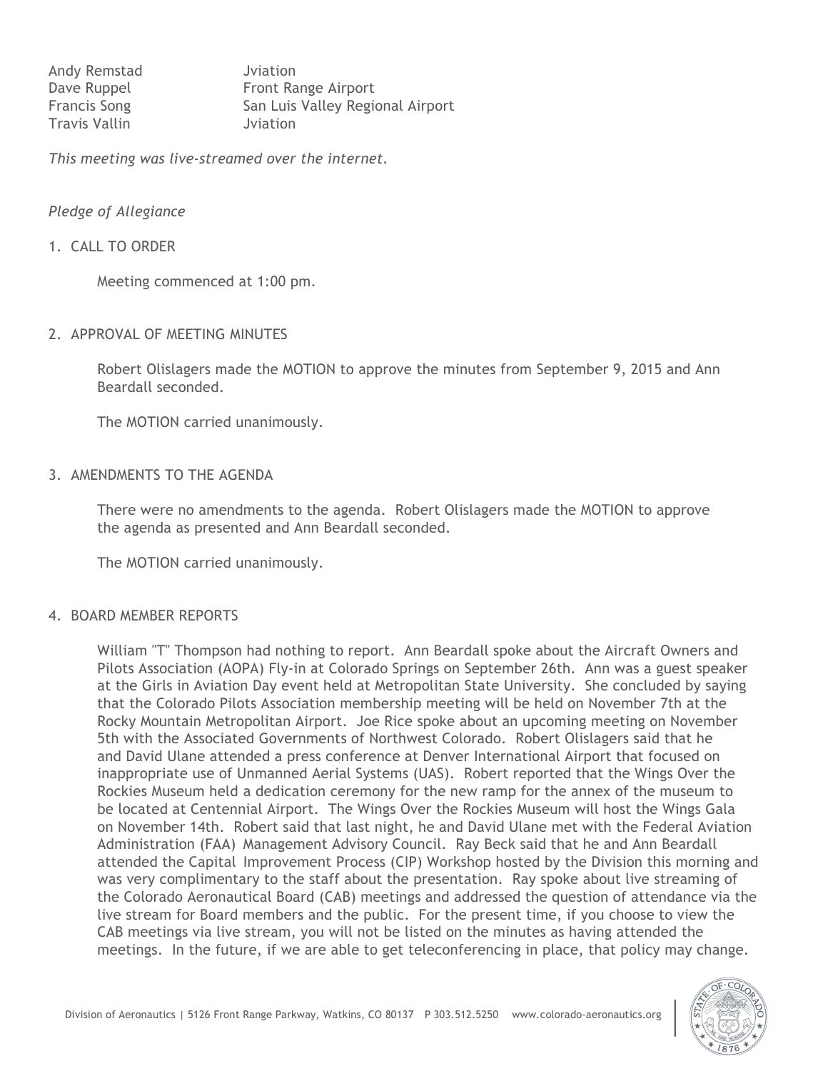| | |
|---|---|
| Andy Remstad | Jviation |
| Dave Ruppel | Front Range Airport |
| Francis Song | San Luis Valley Regional Airport |
| Travis Vallin | Jviation |

*This meeting was live-streamed over the internet.*

*Pledge of Allegiance*

1. CALL TO ORDER

   Meeting commenced at 1:00 pm.

2. APPROVAL OF MEETING MINUTES

   Robert Olislagers made the MOTION to approve the minutes from September 9, 2015 and Ann Beardall seconded.

   The MOTION carried unanimously.

3. AMENDMENTS TO THE AGENDA

   There were no amendments to the agenda. Robert Olislagers made the MOTION to approve the agenda as presented and Ann Beardall seconded.

   The MOTION carried unanimously.

4. BOARD MEMBER REPORTS

   William "T" Thompson had nothing to report. Ann Beardall spoke about the Aircraft Owners and Pilots Association (AOPA) Fly-in at Colorado Springs on September 26th. Ann was a guest speaker at the Girls in Aviation Day event held at Metropolitan State University. She concluded by saying that the Colorado Pilots Association membership meeting will be held on November 7th at the Rocky Mountain Metropolitan Airport. Joe Rice spoke about an upcoming meeting on November 5th with the Associated Governments of Northwest Colorado. Robert Olislagers said that he and David Ulane attended a press conference at Denver International Airport that focused on inappropriate use of Unmanned Aerial Systems (UAS). Robert reported that the Wings Over the Rockies Museum held a dedication ceremony for the new ramp for the annex of the museum to be located at Centennial Airport. The Wings Over the Rockies Museum will host the Wings Gala on November 14th. Robert said that last night, he and David Ulane met with the Federal Aviation Administration (FAA) Management Advisory Council. Ray Beck said that he and Ann Beardall attended the Capital Improvement Process (CIP) Workshop hosted by the Division this morning and was very complimentary to the staff about the presentation. Ray spoke about live streaming of the Colorado Aeronautical Board (CAB) meetings and addressed the question of attendance via the live stream for Board members and the public. For the present time, if you choose to view the CAB meetings via live stream, you will not be listed on the minutes as having attended the meetings. In the future, if we are able to get teleconferencing in place, that policy may change.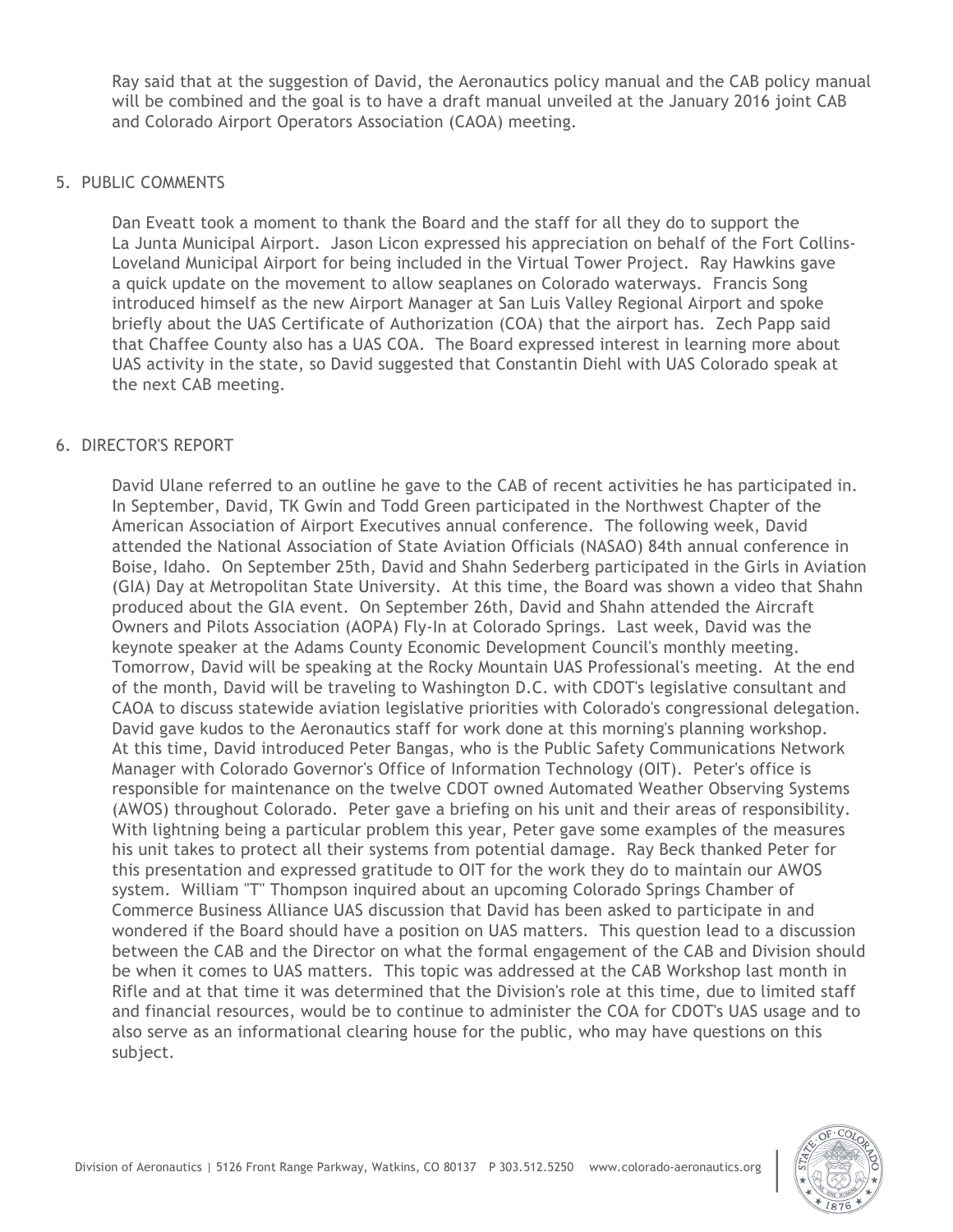Ray said that at the suggestion of David, the Aeronautics policy manual and the CAB policy manual will be combined and the goal is to have a draft manual unveiled at the January 2016 joint CAB and Colorado Airport Operators Association (CAOA) meeting.

5. PUBLIC COMMENTS

Dan Eveatt took a moment to thank the Board and the staff for all they do to support the La Junta Municipal Airport. Jason Licon expressed his appreciation on behalf of the Fort Collins-Loveland Municipal Airport for being included in the Virtual Tower Project. Ray Hawkins gave a quick update on the movement to allow seaplanes on Colorado waterways. Francis Song introduced himself as the new Airport Manager at San Luis Valley Regional Airport and spoke briefly about the UAS Certificate of Authorization (COA) that the airport has. Zech Papp said that Chaffee County also has a UAS COA. The Board expressed interest in learning more about UAS activity in the state, so David suggested that Constantin Diehl with UAS Colorado speak at the next CAB meeting.

6. DIRECTOR'S REPORT

David Ulane referred to an outline he gave to the CAB of recent activities he has participated in. In September, David, TK Gwin and Todd Green participated in the Northwest Chapter of the American Association of Airport Executives annual conference. The following week, David attended the National Association of State Aviation Officials (NASAO) 84th annual conference in Boise, Idaho. On September 25th, David and Shahn Sederberg participated in the Girls in Aviation (GIA) Day at Metropolitan State University. At this time, the Board was shown a video that Shahn produced about the GIA event. On September 26th, David and Shahn attended the Aircraft Owners and Pilots Association (AOPA) Fly-In at Colorado Springs. Last week, David was the keynote speaker at the Adams County Economic Development Council's monthly meeting. Tomorrow, David will be speaking at the Rocky Mountain UAS Professional's meeting. At the end of the month, David will be traveling to Washington D.C. with CDOT's legislative consultant and CAOA to discuss statewide aviation legislative priorities with Colorado's congressional delegation. David gave kudos to the Aeronautics staff for work done at this morning's planning workshop. At this time, David introduced Peter Bangas, who is the Public Safety Communications Network Manager with Colorado Governor's Office of Information Technology (OIT). Peter's office is responsible for maintenance on the twelve CDOT owned Automated Weather Observing Systems (AWOS) throughout Colorado. Peter gave a briefing on his unit and their areas of responsibility. With lightning being a particular problem this year, Peter gave some examples of the measures his unit takes to protect all their systems from potential damage. Ray Beck thanked Peter for this presentation and expressed gratitude to OIT for the work they do to maintain our AWOS system. William "T" Thompson inquired about an upcoming Colorado Springs Chamber of Commerce Business Alliance UAS discussion that David has been asked to participate in and wondered if the Board should have a position on UAS matters. This question lead to a discussion between the CAB and the Director on what the formal engagement of the CAB and Division should be when it comes to UAS matters. This topic was addressed at the CAB Workshop last month in Rifle and at that time it was determined that the Division's role at this time, due to limited staff and financial resources, would be to continue to administer the COA for CDOT's UAS usage and to also serve as an informational clearing house for the public, who may have questions on this subject.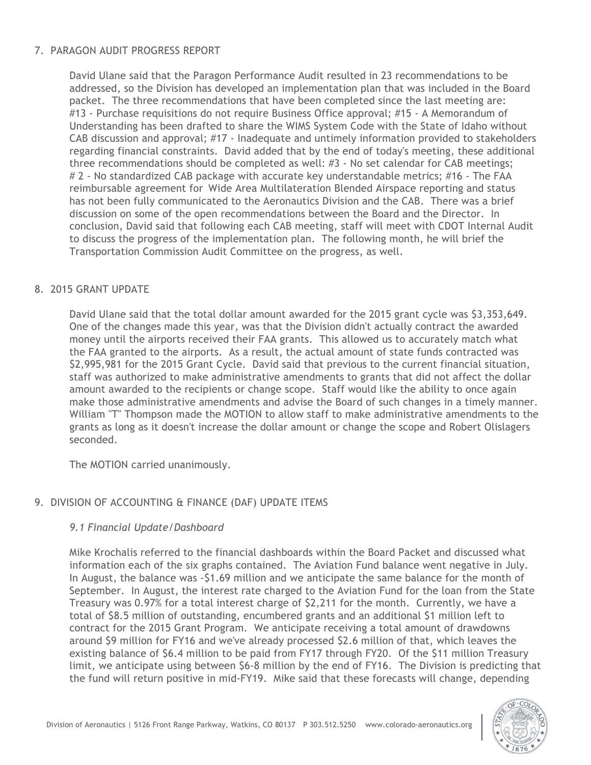7. PARAGON AUDIT PROGRESS REPORT

David Ulane said that the Paragon Performance Audit resulted in 23 recommendations to be addressed, so the Division has developed an implementation plan that was included in the Board packet. The three recommendations that have been completed since the last meeting are: #13 - Purchase requisitions do not require Business Office approval; #15 - A Memorandum of Understanding has been drafted to share the WIMS System Code with the State of Idaho without CAB discussion and approval; #17 - Inadequate and untimely information provided to stakeholders regarding financial constraints. David added that by the end of today's meeting, these additional three recommendations should be completed as well: #3 - No set calendar for CAB meetings; # 2 - No standardized CAB package with accurate key understandable metrics; #16 - The FAA reimbursable agreement for Wide Area Multilateration Blended Airspace reporting and status has not been fully communicated to the Aeronautics Division and the CAB. There was a brief discussion on some of the open recommendations between the Board and the Director. In conclusion, David said that following each CAB meeting, staff will meet with CDOT Internal Audit to discuss the progress of the implementation plan. The following month, he will brief the Transportation Commission Audit Committee on the progress, as well.

8. 2015 GRANT UPDATE

David Ulane said that the total dollar amount awarded for the 2015 grant cycle was $3,353,649. One of the changes made this year, was that the Division didn't actually contract the awarded money until the airports received their FAA grants. This allowed us to accurately match what the FAA granted to the airports. As a result, the actual amount of state funds contracted was $2,995,981 for the 2015 Grant Cycle. David said that previous to the current financial situation, staff was authorized to make administrative amendments to grants that did not affect the dollar amount awarded to the recipients or change scope. Staff would like the ability to once again make those administrative amendments and advise the Board of such changes in a timely manner. William "T" Thompson made the MOTION to allow staff to make administrative amendments to the grants as long as it doesn't increase the dollar amount or change the scope and Robert Olislagers seconded.

The MOTION carried unanimously.

9. DIVISION OF ACCOUNTING & FINANCE (DAF) UPDATE ITEMS

*9.1 Financial Update/Dashboard*

Mike Krochalis referred to the financial dashboards within the Board Packet and discussed what information each of the six graphs contained. The Aviation Fund balance went negative in July. In August, the balance was -$1.69 million and we anticipate the same balance for the month of September. In August, the interest rate charged to the Aviation Fund for the loan from the State Treasury was 0.97% for a total interest charge of $2,211 for the month. Currently, we have a total of $8.5 million of outstanding, encumbered grants and an additional $1 million left to contract for the 2015 Grant Program. We anticipate receiving a total amount of drawdowns around $9 million for FY16 and we've already processed $2.6 million of that, which leaves the existing balance of $6.4 million to be paid from FY17 through FY20. Of the $11 million Treasury limit, we anticipate using between $6-8 million by the end of FY16. The Division is predicting that the fund will return positive in mid-FY19. Mike said that these forecasts will change, depending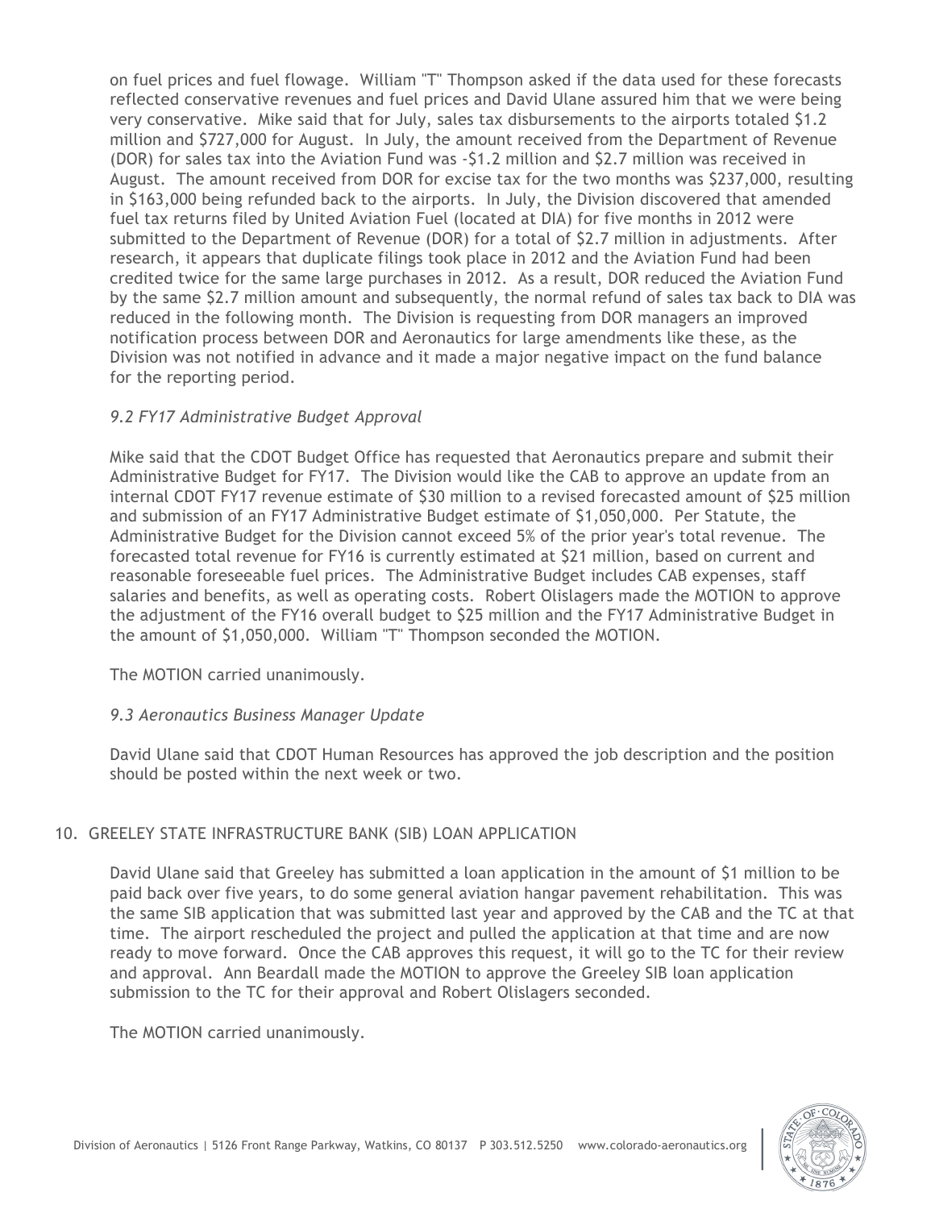on fuel prices and fuel flowage. William "T" Thompson asked if the data used for these forecasts reflected conservative revenues and fuel prices and David Ulane assured him that we were being very conservative. Mike said that for July, sales tax disbursements to the airports totaled $1.2 million and $727,000 for August. In July, the amount received from the Department of Revenue (DOR) for sales tax into the Aviation Fund was -$1.2 million and $2.7 million was received in August. The amount received from DOR for excise tax for the two months was $237,000, resulting in $163,000 being refunded back to the airports. In July, the Division discovered that amended fuel tax returns filed by United Aviation Fuel (located at DIA) for five months in 2012 were submitted to the Department of Revenue (DOR) for a total of $2.7 million in adjustments. After research, it appears that duplicate filings took place in 2012 and the Aviation Fund had been credited twice for the same large purchases in 2012. As a result, DOR reduced the Aviation Fund by the same $2.7 million amount and subsequently, the normal refund of sales tax back to DIA was reduced in the following month. The Division is requesting from DOR managers an improved notification process between DOR and Aeronautics for large amendments like these, as the Division was not notified in advance and it made a major negative impact on the fund balance for the reporting period.

*9.2 FY17 Administrative Budget Approval*

Mike said that the CDOT Budget Office has requested that Aeronautics prepare and submit their Administrative Budget for FY17. The Division would like the CAB to approve an update from an internal CDOT FY17 revenue estimate of $30 million to a revised forecasted amount of $25 million and submission of an FY17 Administrative Budget estimate of $1,050,000. Per Statute, the Administrative Budget for the Division cannot exceed 5% of the prior year's total revenue. The forecasted total revenue for FY16 is currently estimated at $21 million, based on current and reasonable foreseeable fuel prices. The Administrative Budget includes CAB expenses, staff salaries and benefits, as well as operating costs. Robert Olislagers made the MOTION to approve the adjustment of the FY16 overall budget to $25 million and the FY17 Administrative Budget in the amount of $1,050,000. William "T" Thompson seconded the MOTION.

The MOTION carried unanimously.

*9.3 Aeronautics Business Manager Update*

David Ulane said that CDOT Human Resources has approved the job description and the position should be posted within the next week or two.

## 10. GREELEY STATE INFRASTRUCTURE BANK (SIB) LOAN APPLICATION

David Ulane said that Greeley has submitted a loan application in the amount of $1 million to be paid back over five years, to do some general aviation hangar pavement rehabilitation. This was the same SIB application that was submitted last year and approved by the CAB and the TC at that time. The airport rescheduled the project and pulled the application at that time and are now ready to move forward. Once the CAB approves this request, it will go to the TC for their review and approval. Ann Beardall made the MOTION to approve the Greeley SIB loan application submission to the TC for their approval and Robert Olislagers seconded.

The MOTION carried unanimously.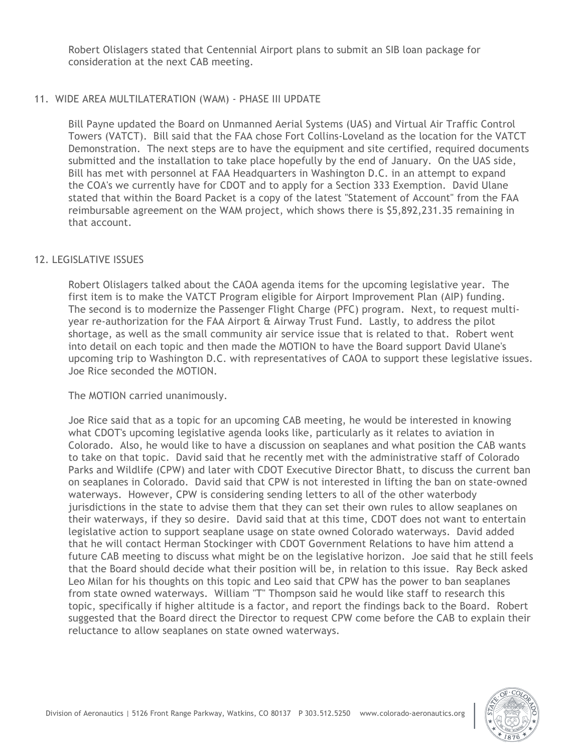Robert Olislagers stated that Centennial Airport plans to submit an SIB loan package for consideration at the next CAB meeting.

## 11. WIDE AREA MULTILATERATION (WAM) - PHASE III UPDATE

Bill Payne updated the Board on Unmanned Aerial Systems (UAS) and Virtual Air Traffic Control Towers (VATCT). Bill said that the FAA chose Fort Collins-Loveland as the location for the VATCT Demonstration. The next steps are to have the equipment and site certified, required documents submitted and the installation to take place hopefully by the end of January. On the UAS side, Bill has met with personnel at FAA Headquarters in Washington D.C. in an attempt to expand the COA's we currently have for CDOT and to apply for a Section 333 Exemption. David Ulane stated that within the Board Packet is a copy of the latest "Statement of Account" from the FAA reimbursable agreement on the WAM project, which shows there is $5,892,231.35 remaining in that account.

## 12. LEGISLATIVE ISSUES

Robert Olislagers talked about the CAOA agenda items for the upcoming legislative year. The first item is to make the VATCT Program eligible for Airport Improvement Plan (AIP) funding. The second is to modernize the Passenger Flight Charge (PFC) program. Next, to request multi-year re-authorization for the FAA Airport & Airway Trust Fund. Lastly, to address the pilot shortage, as well as the small community air service issue that is related to that. Robert went into detail on each topic and then made the MOTION to have the Board support David Ulane's upcoming trip to Washington D.C. with representatives of CAOA to support these legislative issues. Joe Rice seconded the MOTION.

The MOTION carried unanimously.

Joe Rice said that as a topic for an upcoming CAB meeting, he would be interested in knowing what CDOT's upcoming legislative agenda looks like, particularly as it relates to aviation in Colorado. Also, he would like to have a discussion on seaplanes and what position the CAB wants to take on that topic. David said that he recently met with the administrative staff of Colorado Parks and Wildlife (CPW) and later with CDOT Executive Director Bhatt, to discuss the current ban on seaplanes in Colorado. David said that CPW is not interested in lifting the ban on state-owned waterways. However, CPW is considering sending letters to all of the other waterbody jurisdictions in the state to advise them that they can set their own rules to allow seaplanes on their waterways, if they so desire. David said that at this time, CDOT does not want to entertain legislative action to support seaplane usage on state owned Colorado waterways. David added that he will contact Herman Stockinger with CDOT Government Relations to have him attend a future CAB meeting to discuss what might be on the legislative horizon. Joe said that he still feels that the Board should decide what their position will be, in relation to this issue. Ray Beck asked Leo Milan for his thoughts on this topic and Leo said that CPW has the power to ban seaplanes from state owned waterways. William "T" Thompson said he would like staff to research this topic, specifically if higher altitude is a factor, and report the findings back to the Board. Robert suggested that the Board direct the Director to request CPW come before the CAB to explain their reluctance to allow seaplanes on state owned waterways.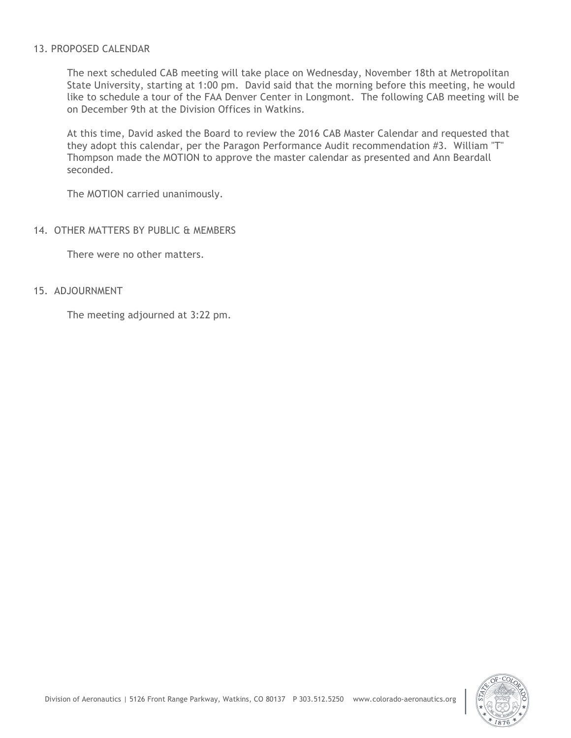## 13. PROPOSED CALENDAR

The next scheduled CAB meeting will take place on Wednesday, November 18th at Metropolitan State University, starting at 1:00 pm. David said that the morning before this meeting, he would like to schedule a tour of the FAA Denver Center in Longmont. The following CAB meeting will be on December 9th at the Division Offices in Watkins.

At this time, David asked the Board to review the 2016 CAB Master Calendar and requested that they adopt this calendar, per the Paragon Performance Audit recommendation #3. William "T" Thompson made the MOTION to approve the master calendar as presented and Ann Beardall seconded.

The MOTION carried unanimously.

## 14. OTHER MATTERS BY PUBLIC & MEMBERS

There were no other matters.

## 15. ADJOURNMENT

The meeting adjourned at 3:22 pm.